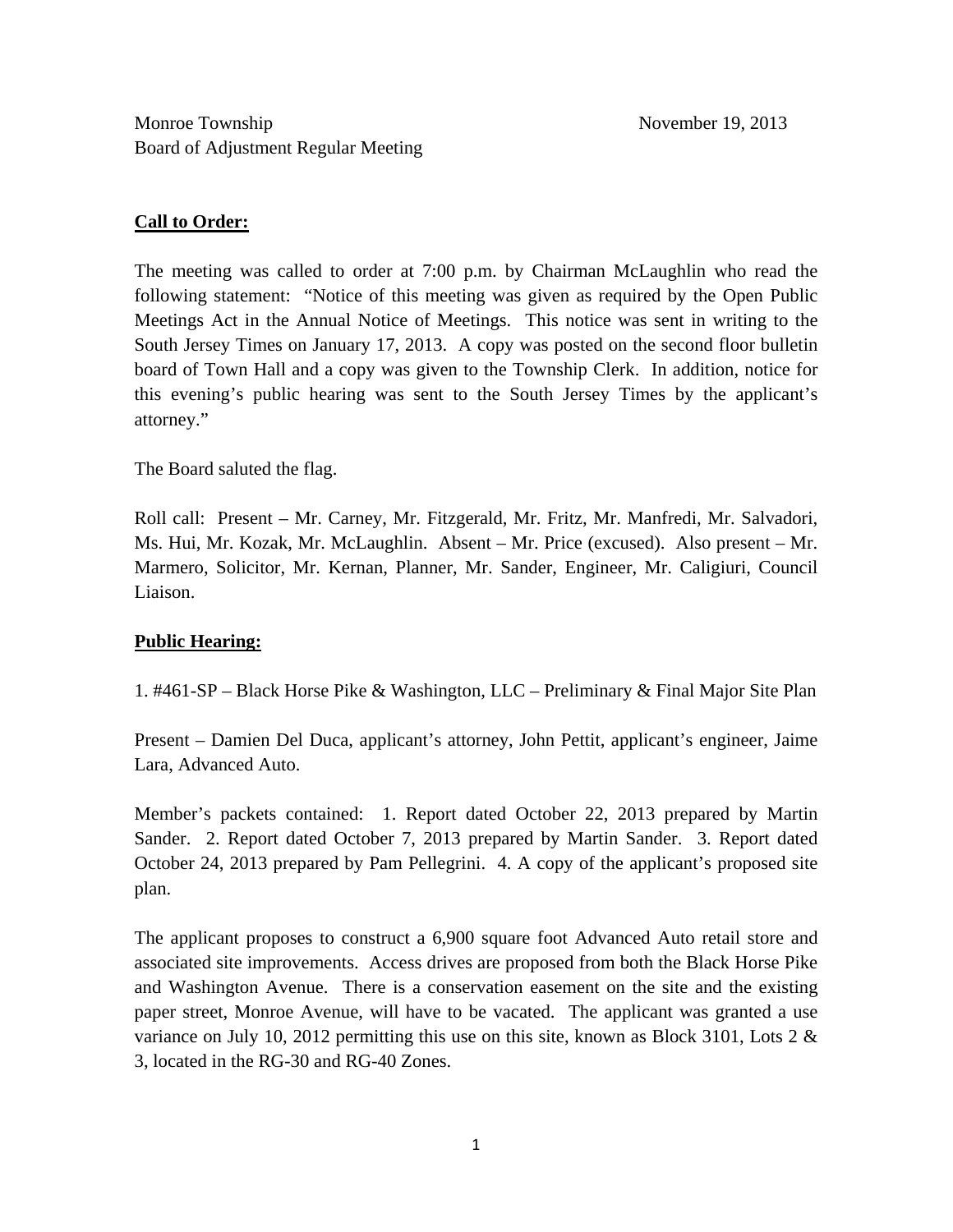Monroe Township　　　　　　　　　　　　　　　　　　　　November 19, 2013
Board of Adjustment Regular Meeting

**Call to Order:**

The meeting was called to order at 7:00 p.m. by Chairman McLaughlin who read the following statement: "Notice of this meeting was given as required by the Open Public Meetings Act in the Annual Notice of Meetings. This notice was sent in writing to the South Jersey Times on January 17, 2013. A copy was posted on the second floor bulletin board of Town Hall and a copy was given to the Township Clerk. In addition, notice for this evening's public hearing was sent to the South Jersey Times by the applicant's attorney."

The Board saluted the flag.

Roll call: Present – Mr. Carney, Mr. Fitzgerald, Mr. Fritz, Mr. Manfredi, Mr. Salvadori, Ms. Hui, Mr. Kozak, Mr. McLaughlin. Absent – Mr. Price (excused). Also present – Mr. Marmero, Solicitor, Mr. Kernan, Planner, Mr. Sander, Engineer, Mr. Caligiuri, Council Liaison.

**Public Hearing:**

1. #461-SP – Black Horse Pike & Washington, LLC – Preliminary & Final Major Site Plan

Present – Damien Del Duca, applicant's attorney, John Pettit, applicant's engineer, Jaime Lara, Advanced Auto.

Member's packets contained: 1. Report dated October 22, 2013 prepared by Martin Sander. 2. Report dated October 7, 2013 prepared by Martin Sander. 3. Report dated October 24, 2013 prepared by Pam Pellegrini. 4. A copy of the applicant's proposed site plan.

The applicant proposes to construct a 6,900 square foot Advanced Auto retail store and associated site improvements. Access drives are proposed from both the Black Horse Pike and Washington Avenue. There is a conservation easement on the site and the existing paper street, Monroe Avenue, will have to be vacated. The applicant was granted a use variance on July 10, 2012 permitting this use on this site, known as Block 3101, Lots 2 & 3, located in the RG-30 and RG-40 Zones.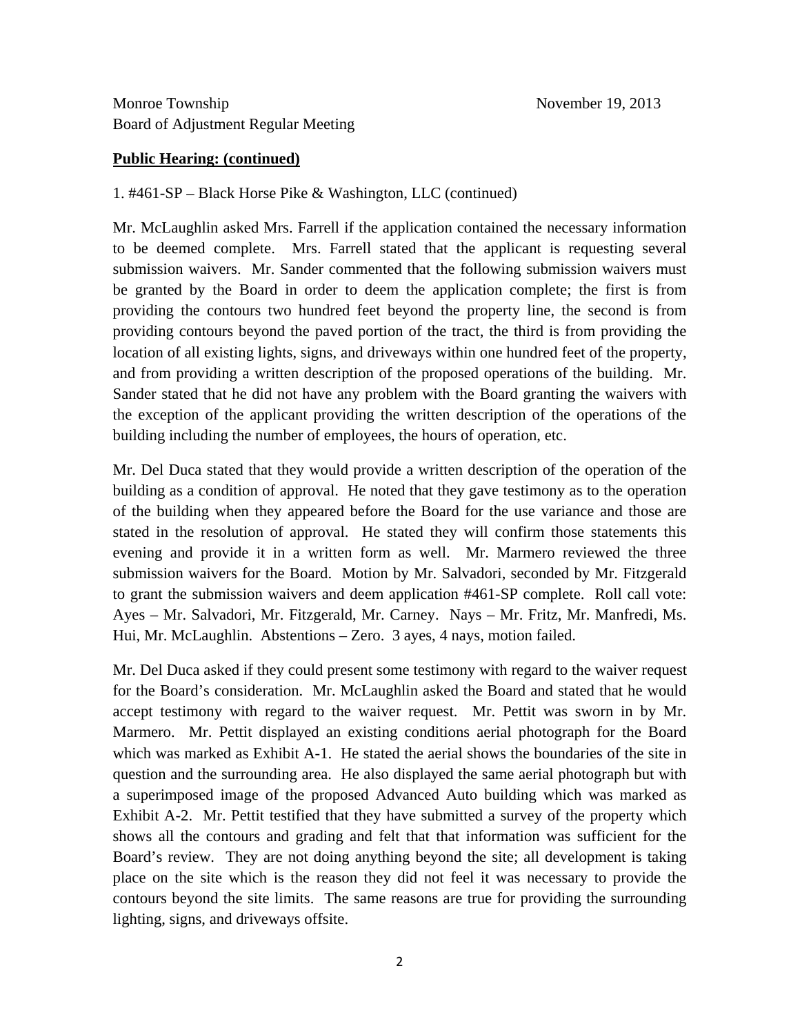Monroe Township November 19, 2013
Board of Adjustment Regular Meeting

**Public Hearing: (continued)**

1. #461-SP – Black Horse Pike & Washington, LLC (continued)

Mr. McLaughlin asked Mrs. Farrell if the application contained the necessary information to be deemed complete. Mrs. Farrell stated that the applicant is requesting several submission waivers. Mr. Sander commented that the following submission waivers must be granted by the Board in order to deem the application complete; the first is from providing the contours two hundred feet beyond the property line, the second is from providing contours beyond the paved portion of the tract, the third is from providing the location of all existing lights, signs, and driveways within one hundred feet of the property, and from providing a written description of the proposed operations of the building. Mr. Sander stated that he did not have any problem with the Board granting the waivers with the exception of the applicant providing the written description of the operations of the building including the number of employees, the hours of operation, etc.

Mr. Del Duca stated that they would provide a written description of the operation of the building as a condition of approval. He noted that they gave testimony as to the operation of the building when they appeared before the Board for the use variance and those are stated in the resolution of approval. He stated they will confirm those statements this evening and provide it in a written form as well. Mr. Marmero reviewed the three submission waivers for the Board. Motion by Mr. Salvadori, seconded by Mr. Fitzgerald to grant the submission waivers and deem application #461-SP complete. Roll call vote: Ayes – Mr. Salvadori, Mr. Fitzgerald, Mr. Carney. Nays – Mr. Fritz, Mr. Manfredi, Ms. Hui, Mr. McLaughlin. Abstentions – Zero. 3 ayes, 4 nays, motion failed.

Mr. Del Duca asked if they could present some testimony with regard to the waiver request for the Board's consideration. Mr. McLaughlin asked the Board and stated that he would accept testimony with regard to the waiver request. Mr. Pettit was sworn in by Mr. Marmero. Mr. Pettit displayed an existing conditions aerial photograph for the Board which was marked as Exhibit A-1. He stated the aerial shows the boundaries of the site in question and the surrounding area. He also displayed the same aerial photograph but with a superimposed image of the proposed Advanced Auto building which was marked as Exhibit A-2. Mr. Pettit testified that they have submitted a survey of the property which shows all the contours and grading and felt that that information was sufficient for the Board's review. They are not doing anything beyond the site; all development is taking place on the site which is the reason they did not feel it was necessary to provide the contours beyond the site limits. The same reasons are true for providing the surrounding lighting, signs, and driveways offsite.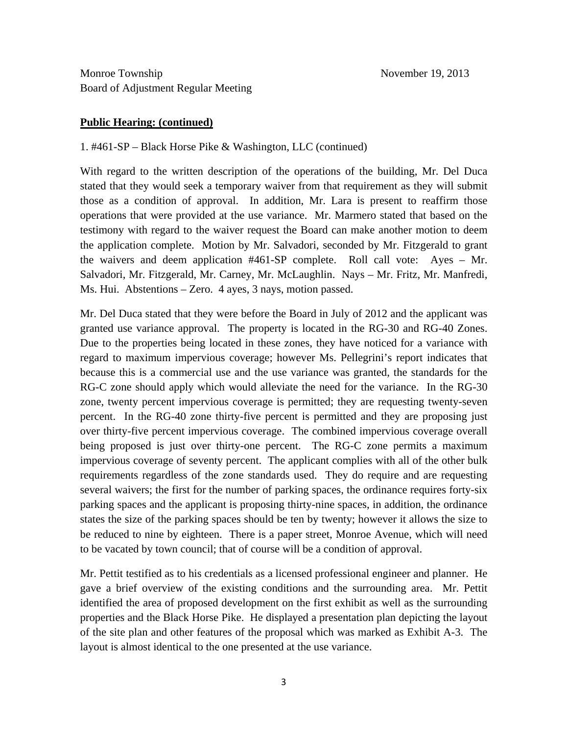**Public Hearing: (continued)**

1. #461-SP – Black Horse Pike & Washington, LLC (continued)

With regard to the written description of the operations of the building, Mr. Del Duca stated that they would seek a temporary waiver from that requirement as they will submit those as a condition of approval. In addition, Mr. Lara is present to reaffirm those operations that were provided at the use variance. Mr. Marmero stated that based on the testimony with regard to the waiver request the Board can make another motion to deem the application complete. Motion by Mr. Salvadori, seconded by Mr. Fitzgerald to grant the waivers and deem application #461-SP complete. Roll call vote: Ayes – Mr. Salvadori, Mr. Fitzgerald, Mr. Carney, Mr. McLaughlin. Nays – Mr. Fritz, Mr. Manfredi, Ms. Hui. Abstentions – Zero. 4 ayes, 3 nays, motion passed.

Mr. Del Duca stated that they were before the Board in July of 2012 and the applicant was granted use variance approval. The property is located in the RG-30 and RG-40 Zones. Due to the properties being located in these zones, they have noticed for a variance with regard to maximum impervious coverage; however Ms. Pellegrini's report indicates that because this is a commercial use and the use variance was granted, the standards for the RG-C zone should apply which would alleviate the need for the variance. In the RG-30 zone, twenty percent impervious coverage is permitted; they are requesting twenty-seven percent. In the RG-40 zone thirty-five percent is permitted and they are proposing just over thirty-five percent impervious coverage. The combined impervious coverage overall being proposed is just over thirty-one percent. The RG-C zone permits a maximum impervious coverage of seventy percent. The applicant complies with all of the other bulk requirements regardless of the zone standards used. They do require and are requesting several waivers; the first for the number of parking spaces, the ordinance requires forty-six parking spaces and the applicant is proposing thirty-nine spaces, in addition, the ordinance states the size of the parking spaces should be ten by twenty; however it allows the size to be reduced to nine by eighteen. There is a paper street, Monroe Avenue, which will need to be vacated by town council; that of course will be a condition of approval.

Mr. Pettit testified as to his credentials as a licensed professional engineer and planner. He gave a brief overview of the existing conditions and the surrounding area. Mr. Pettit identified the area of proposed development on the first exhibit as well as the surrounding properties and the Black Horse Pike. He displayed a presentation plan depicting the layout of the site plan and other features of the proposal which was marked as Exhibit A-3. The layout is almost identical to the one presented at the use variance.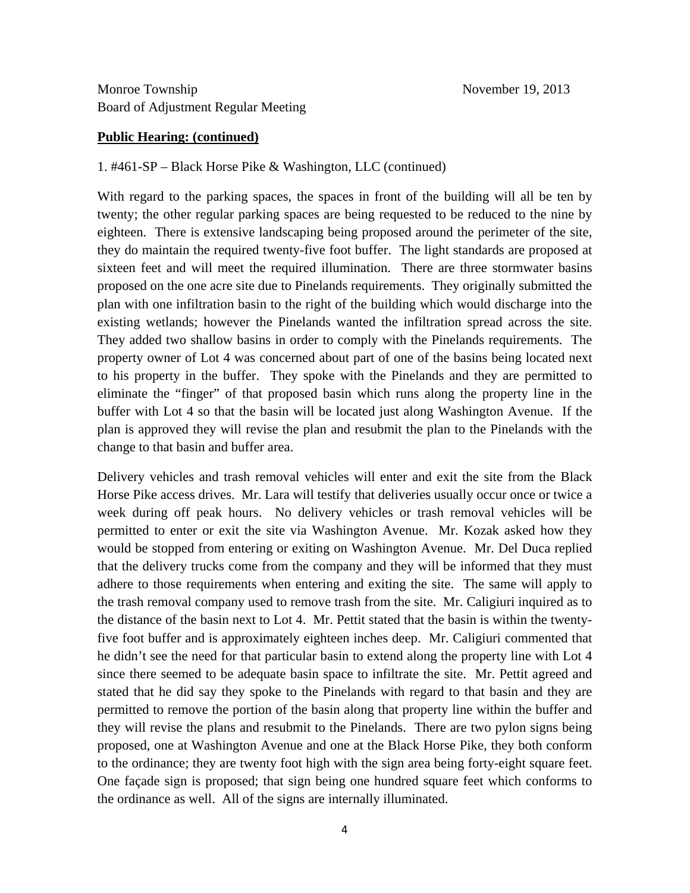**Public Hearing: (continued)**

1. #461-SP – Black Horse Pike & Washington, LLC (continued)

With regard to the parking spaces, the spaces in front of the building will all be ten by twenty; the other regular parking spaces are being requested to be reduced to the nine by eighteen. There is extensive landscaping being proposed around the perimeter of the site, they do maintain the required twenty-five foot buffer. The light standards are proposed at sixteen feet and will meet the required illumination. There are three stormwater basins proposed on the one acre site due to Pinelands requirements. They originally submitted the plan with one infiltration basin to the right of the building which would discharge into the existing wetlands; however the Pinelands wanted the infiltration spread across the site. They added two shallow basins in order to comply with the Pinelands requirements. The property owner of Lot 4 was concerned about part of one of the basins being located next to his property in the buffer. They spoke with the Pinelands and they are permitted to eliminate the "finger" of that proposed basin which runs along the property line in the buffer with Lot 4 so that the basin will be located just along Washington Avenue. If the plan is approved they will revise the plan and resubmit the plan to the Pinelands with the change to that basin and buffer area.

Delivery vehicles and trash removal vehicles will enter and exit the site from the Black Horse Pike access drives. Mr. Lara will testify that deliveries usually occur once or twice a week during off peak hours. No delivery vehicles or trash removal vehicles will be permitted to enter or exit the site via Washington Avenue. Mr. Kozak asked how they would be stopped from entering or exiting on Washington Avenue. Mr. Del Duca replied that the delivery trucks come from the company and they will be informed that they must adhere to those requirements when entering and exiting the site. The same will apply to the trash removal company used to remove trash from the site. Mr. Caligiuri inquired as to the distance of the basin next to Lot 4. Mr. Pettit stated that the basin is within the twenty-five foot buffer and is approximately eighteen inches deep. Mr. Caligiuri commented that he didn't see the need for that particular basin to extend along the property line with Lot 4 since there seemed to be adequate basin space to infiltrate the site. Mr. Pettit agreed and stated that he did say they spoke to the Pinelands with regard to that basin and they are permitted to remove the portion of the basin along that property line within the buffer and they will revise the plans and resubmit to the Pinelands. There are two pylon signs being proposed, one at Washington Avenue and one at the Black Horse Pike, they both conform to the ordinance; they are twenty foot high with the sign area being forty-eight square feet. One façade sign is proposed; that sign being one hundred square feet which conforms to the ordinance as well. All of the signs are internally illuminated.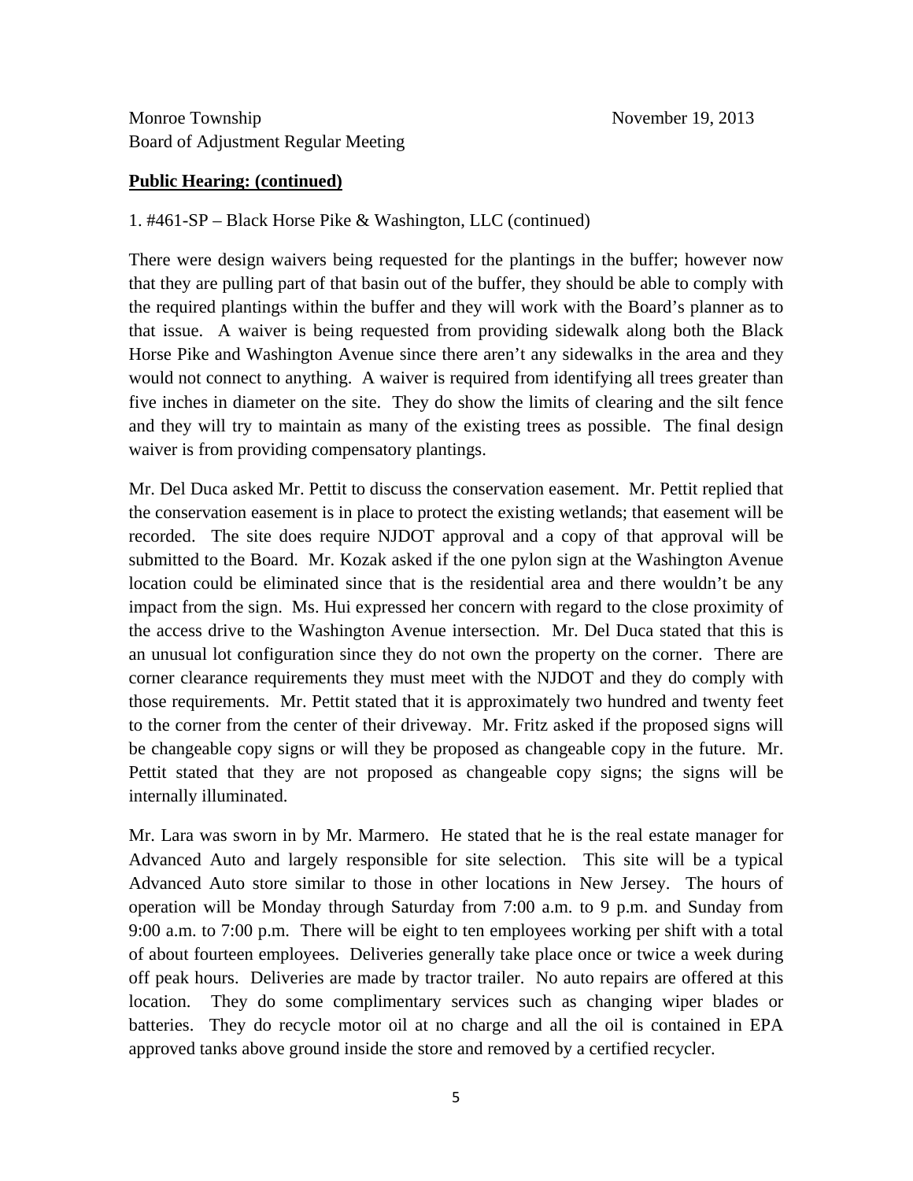**Public Hearing: (continued)**

1. #461-SP – Black Horse Pike & Washington, LLC (continued)

There were design waivers being requested for the plantings in the buffer; however now that they are pulling part of that basin out of the buffer, they should be able to comply with the required plantings within the buffer and they will work with the Board's planner as to that issue. A waiver is being requested from providing sidewalk along both the Black Horse Pike and Washington Avenue since there aren't any sidewalks in the area and they would not connect to anything. A waiver is required from identifying all trees greater than five inches in diameter on the site. They do show the limits of clearing and the silt fence and they will try to maintain as many of the existing trees as possible. The final design waiver is from providing compensatory plantings.

Mr. Del Duca asked Mr. Pettit to discuss the conservation easement. Mr. Pettit replied that the conservation easement is in place to protect the existing wetlands; that easement will be recorded. The site does require NJDOT approval and a copy of that approval will be submitted to the Board. Mr. Kozak asked if the one pylon sign at the Washington Avenue location could be eliminated since that is the residential area and there wouldn't be any impact from the sign. Ms. Hui expressed her concern with regard to the close proximity of the access drive to the Washington Avenue intersection. Mr. Del Duca stated that this is an unusual lot configuration since they do not own the property on the corner. There are corner clearance requirements they must meet with the NJDOT and they do comply with those requirements. Mr. Pettit stated that it is approximately two hundred and twenty feet to the corner from the center of their driveway. Mr. Fritz asked if the proposed signs will be changeable copy signs or will they be proposed as changeable copy in the future. Mr. Pettit stated that they are not proposed as changeable copy signs; the signs will be internally illuminated.

Mr. Lara was sworn in by Mr. Marmero. He stated that he is the real estate manager for Advanced Auto and largely responsible for site selection. This site will be a typical Advanced Auto store similar to those in other locations in New Jersey. The hours of operation will be Monday through Saturday from 7:00 a.m. to 9 p.m. and Sunday from 9:00 a.m. to 7:00 p.m. There will be eight to ten employees working per shift with a total of about fourteen employees. Deliveries generally take place once or twice a week during off peak hours. Deliveries are made by tractor trailer. No auto repairs are offered at this location. They do some complimentary services such as changing wiper blades or batteries. They do recycle motor oil at no charge and all the oil is contained in EPA approved tanks above ground inside the store and removed by a certified recycler.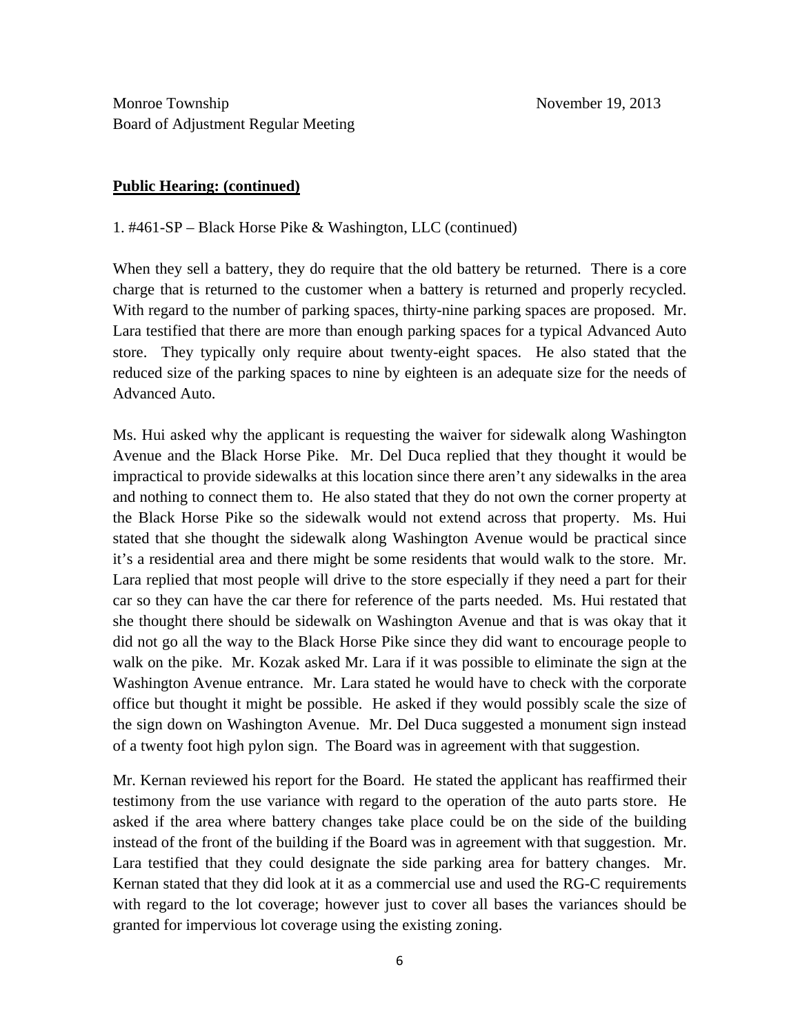**Public Hearing: (continued)**

1. #461-SP – Black Horse Pike & Washington, LLC (continued)

When they sell a battery, they do require that the old battery be returned. There is a core charge that is returned to the customer when a battery is returned and properly recycled. With regard to the number of parking spaces, thirty-nine parking spaces are proposed. Mr. Lara testified that there are more than enough parking spaces for a typical Advanced Auto store. They typically only require about twenty-eight spaces. He also stated that the reduced size of the parking spaces to nine by eighteen is an adequate size for the needs of Advanced Auto.

Ms. Hui asked why the applicant is requesting the waiver for sidewalk along Washington Avenue and the Black Horse Pike. Mr. Del Duca replied that they thought it would be impractical to provide sidewalks at this location since there aren't any sidewalks in the area and nothing to connect them to. He also stated that they do not own the corner property at the Black Horse Pike so the sidewalk would not extend across that property. Ms. Hui stated that she thought the sidewalk along Washington Avenue would be practical since it's a residential area and there might be some residents that would walk to the store. Mr. Lara replied that most people will drive to the store especially if they need a part for their car so they can have the car there for reference of the parts needed. Ms. Hui restated that she thought there should be sidewalk on Washington Avenue and that is was okay that it did not go all the way to the Black Horse Pike since they did want to encourage people to walk on the pike. Mr. Kozak asked Mr. Lara if it was possible to eliminate the sign at the Washington Avenue entrance. Mr. Lara stated he would have to check with the corporate office but thought it might be possible. He asked if they would possibly scale the size of the sign down on Washington Avenue. Mr. Del Duca suggested a monument sign instead of a twenty foot high pylon sign. The Board was in agreement with that suggestion.

Mr. Kernan reviewed his report for the Board. He stated the applicant has reaffirmed their testimony from the use variance with regard to the operation of the auto parts store. He asked if the area where battery changes take place could be on the side of the building instead of the front of the building if the Board was in agreement with that suggestion. Mr. Lara testified that they could designate the side parking area for battery changes. Mr. Kernan stated that they did look at it as a commercial use and used the RG-C requirements with regard to the lot coverage; however just to cover all bases the variances should be granted for impervious lot coverage using the existing zoning.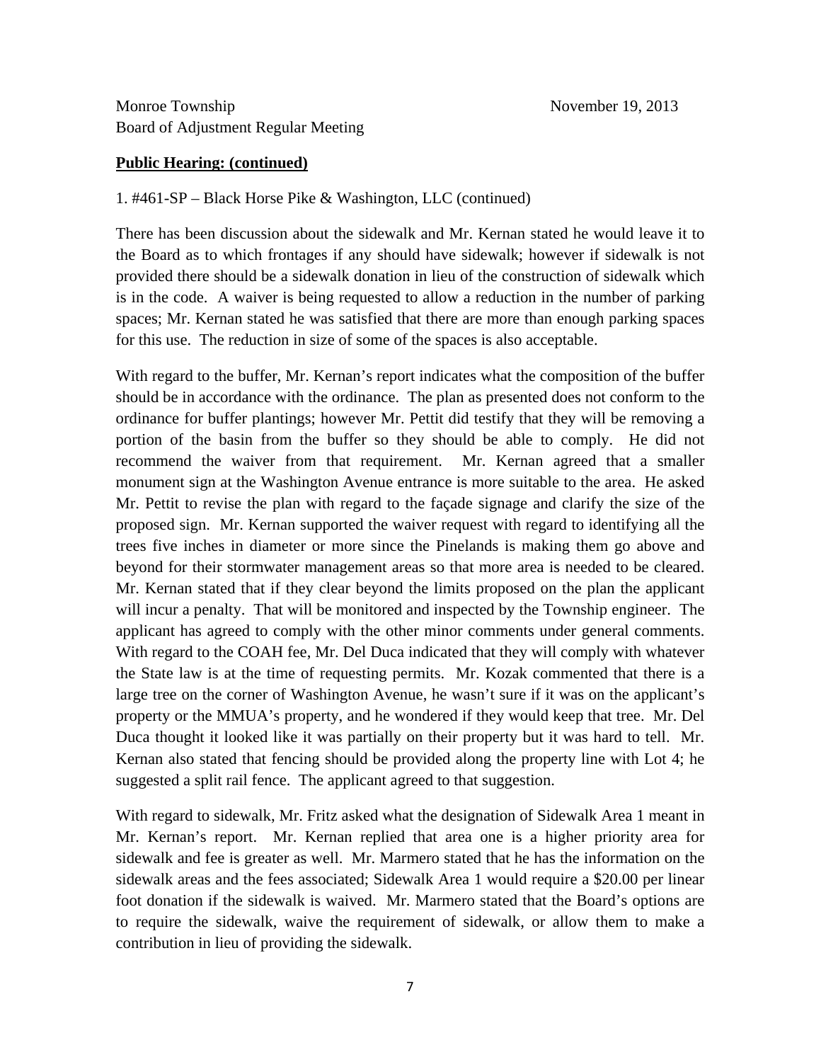**Public Hearing: (continued)**

1. #461-SP – Black Horse Pike & Washington, LLC (continued)

There has been discussion about the sidewalk and Mr. Kernan stated he would leave it to the Board as to which frontages if any should have sidewalk; however if sidewalk is not provided there should be a sidewalk donation in lieu of the construction of sidewalk which is in the code. A waiver is being requested to allow a reduction in the number of parking spaces; Mr. Kernan stated he was satisfied that there are more than enough parking spaces for this use. The reduction in size of some of the spaces is also acceptable.

With regard to the buffer, Mr. Kernan's report indicates what the composition of the buffer should be in accordance with the ordinance. The plan as presented does not conform to the ordinance for buffer plantings; however Mr. Pettit did testify that they will be removing a portion of the basin from the buffer so they should be able to comply. He did not recommend the waiver from that requirement. Mr. Kernan agreed that a smaller monument sign at the Washington Avenue entrance is more suitable to the area. He asked Mr. Pettit to revise the plan with regard to the façade signage and clarify the size of the proposed sign. Mr. Kernan supported the waiver request with regard to identifying all the trees five inches in diameter or more since the Pinelands is making them go above and beyond for their stormwater management areas so that more area is needed to be cleared. Mr. Kernan stated that if they clear beyond the limits proposed on the plan the applicant will incur a penalty. That will be monitored and inspected by the Township engineer. The applicant has agreed to comply with the other minor comments under general comments. With regard to the COAH fee, Mr. Del Duca indicated that they will comply with whatever the State law is at the time of requesting permits. Mr. Kozak commented that there is a large tree on the corner of Washington Avenue, he wasn't sure if it was on the applicant's property or the MMUA's property, and he wondered if they would keep that tree. Mr. Del Duca thought it looked like it was partially on their property but it was hard to tell. Mr. Kernan also stated that fencing should be provided along the property line with Lot 4; he suggested a split rail fence. The applicant agreed to that suggestion.

With regard to sidewalk, Mr. Fritz asked what the designation of Sidewalk Area 1 meant in Mr. Kernan's report. Mr. Kernan replied that area one is a higher priority area for sidewalk and fee is greater as well. Mr. Marmero stated that he has the information on the sidewalk areas and the fees associated; Sidewalk Area 1 would require a $20.00 per linear foot donation if the sidewalk is waived. Mr. Marmero stated that the Board's options are to require the sidewalk, waive the requirement of sidewalk, or allow them to make a contribution in lieu of providing the sidewalk.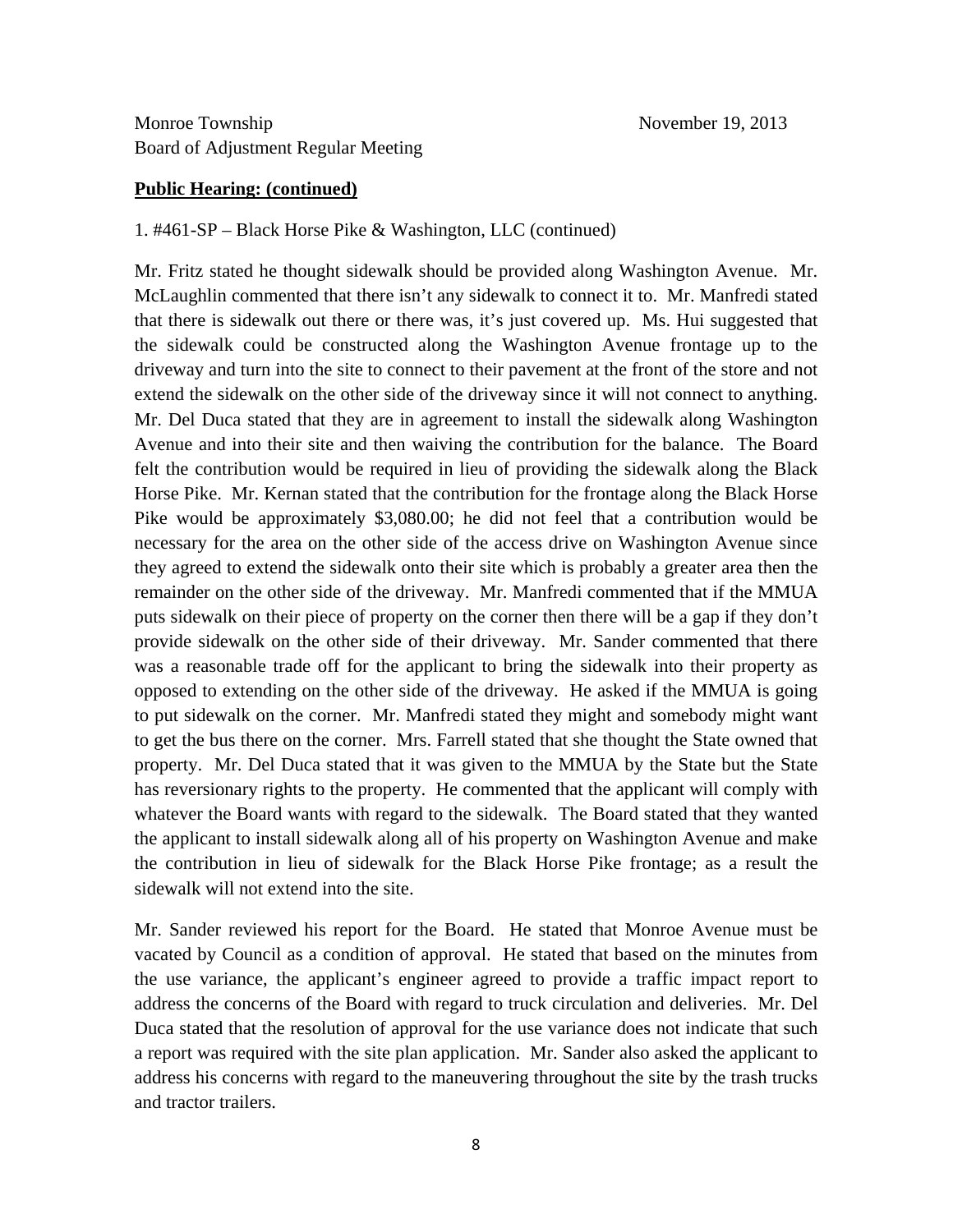**Public Hearing: (continued)**

1. #461-SP – Black Horse Pike & Washington, LLC (continued)

Mr. Fritz stated he thought sidewalk should be provided along Washington Avenue. Mr. McLaughlin commented that there isn't any sidewalk to connect it to. Mr. Manfredi stated that there is sidewalk out there or there was, it's just covered up. Ms. Hui suggested that the sidewalk could be constructed along the Washington Avenue frontage up to the driveway and turn into the site to connect to their pavement at the front of the store and not extend the sidewalk on the other side of the driveway since it will not connect to anything. Mr. Del Duca stated that they are in agreement to install the sidewalk along Washington Avenue and into their site and then waiving the contribution for the balance. The Board felt the contribution would be required in lieu of providing the sidewalk along the Black Horse Pike. Mr. Kernan stated that the contribution for the frontage along the Black Horse Pike would be approximately $3,080.00; he did not feel that a contribution would be necessary for the area on the other side of the access drive on Washington Avenue since they agreed to extend the sidewalk onto their site which is probably a greater area then the remainder on the other side of the driveway. Mr. Manfredi commented that if the MMUA puts sidewalk on their piece of property on the corner then there will be a gap if they don't provide sidewalk on the other side of their driveway. Mr. Sander commented that there was a reasonable trade off for the applicant to bring the sidewalk into their property as opposed to extending on the other side of the driveway. He asked if the MMUA is going to put sidewalk on the corner. Mr. Manfredi stated they might and somebody might want to get the bus there on the corner. Mrs. Farrell stated that she thought the State owned that property. Mr. Del Duca stated that it was given to the MMUA by the State but the State has reversionary rights to the property. He commented that the applicant will comply with whatever the Board wants with regard to the sidewalk. The Board stated that they wanted the applicant to install sidewalk along all of his property on Washington Avenue and make the contribution in lieu of sidewalk for the Black Horse Pike frontage; as a result the sidewalk will not extend into the site.

Mr. Sander reviewed his report for the Board. He stated that Monroe Avenue must be vacated by Council as a condition of approval. He stated that based on the minutes from the use variance, the applicant's engineer agreed to provide a traffic impact report to address the concerns of the Board with regard to truck circulation and deliveries. Mr. Del Duca stated that the resolution of approval for the use variance does not indicate that such a report was required with the site plan application. Mr. Sander also asked the applicant to address his concerns with regard to the maneuvering throughout the site by the trash trucks and tractor trailers.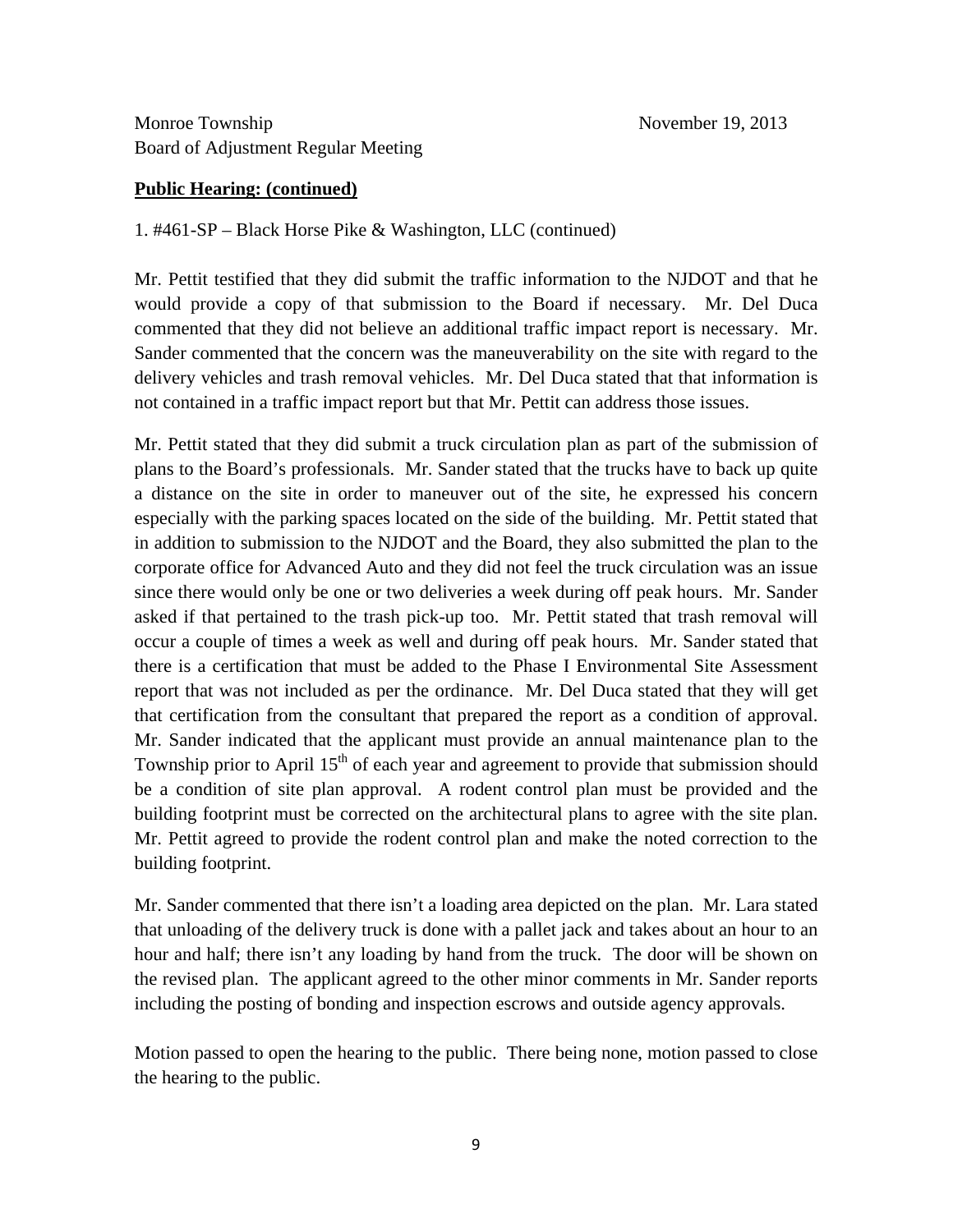Monroe Township November 19, 2013
Board of Adjustment Regular Meeting

**Public Hearing: (continued)**

1. #461-SP – Black Horse Pike & Washington, LLC (continued)

Mr. Pettit testified that they did submit the traffic information to the NJDOT and that he would provide a copy of that submission to the Board if necessary. Mr. Del Duca commented that they did not believe an additional traffic impact report is necessary. Mr. Sander commented that the concern was the maneuverability on the site with regard to the delivery vehicles and trash removal vehicles. Mr. Del Duca stated that that information is not contained in a traffic impact report but that Mr. Pettit can address those issues.

Mr. Pettit stated that they did submit a truck circulation plan as part of the submission of plans to the Board's professionals. Mr. Sander stated that the trucks have to back up quite a distance on the site in order to maneuver out of the site, he expressed his concern especially with the parking spaces located on the side of the building. Mr. Pettit stated that in addition to submission to the NJDOT and the Board, they also submitted the plan to the corporate office for Advanced Auto and they did not feel the truck circulation was an issue since there would only be one or two deliveries a week during off peak hours. Mr. Sander asked if that pertained to the trash pick-up too. Mr. Pettit stated that trash removal will occur a couple of times a week as well and during off peak hours. Mr. Sander stated that there is a certification that must be added to the Phase I Environmental Site Assessment report that was not included as per the ordinance. Mr. Del Duca stated that they will get that certification from the consultant that prepared the report as a condition of approval. Mr. Sander indicated that the applicant must provide an annual maintenance plan to the Township prior to April 15th of each year and agreement to provide that submission should be a condition of site plan approval. A rodent control plan must be provided and the building footprint must be corrected on the architectural plans to agree with the site plan. Mr. Pettit agreed to provide the rodent control plan and make the noted correction to the building footprint.

Mr. Sander commented that there isn't a loading area depicted on the plan. Mr. Lara stated that unloading of the delivery truck is done with a pallet jack and takes about an hour to an hour and half; there isn't any loading by hand from the truck. The door will be shown on the revised plan. The applicant agreed to the other minor comments in Mr. Sander reports including the posting of bonding and inspection escrows and outside agency approvals.

Motion passed to open the hearing to the public. There being none, motion passed to close the hearing to the public.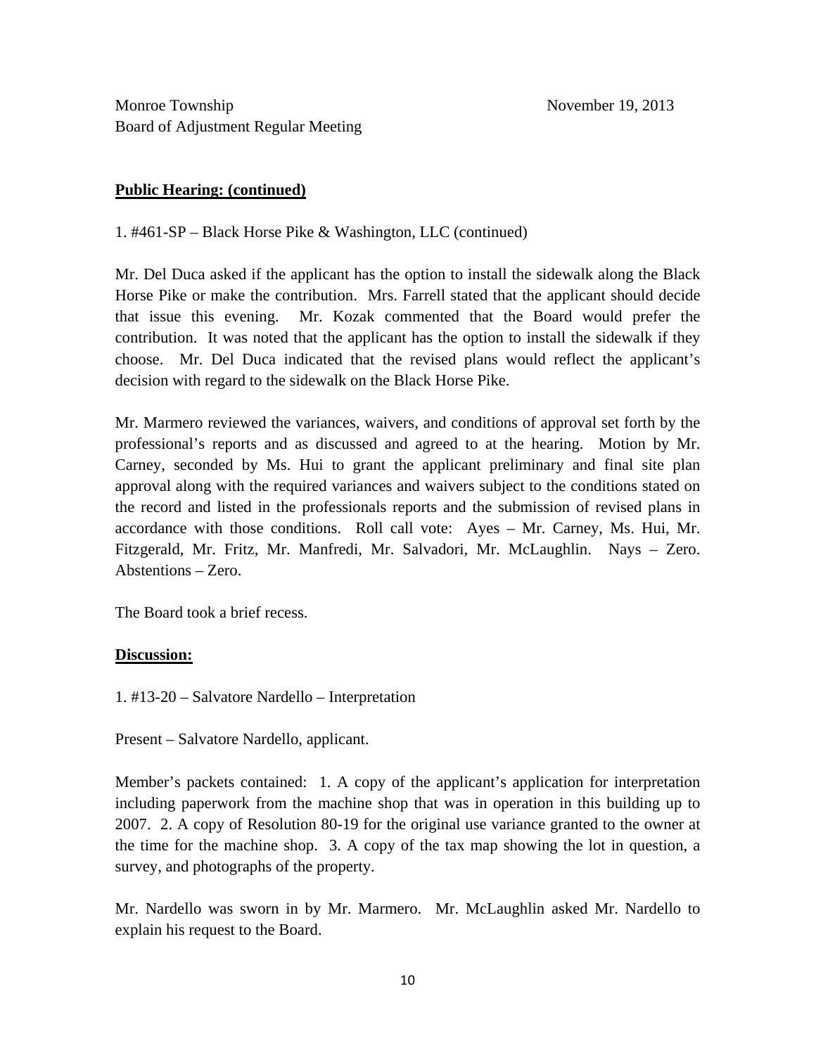Monroe Township November 19, 2013
Board of Adjustment Regular Meeting

**Public Hearing: (continued)**

1. #461-SP – Black Horse Pike & Washington, LLC (continued)

Mr. Del Duca asked if the applicant has the option to install the sidewalk along the Black Horse Pike or make the contribution. Mrs. Farrell stated that the applicant should decide that issue this evening. Mr. Kozak commented that the Board would prefer the contribution. It was noted that the applicant has the option to install the sidewalk if they choose. Mr. Del Duca indicated that the revised plans would reflect the applicant's decision with regard to the sidewalk on the Black Horse Pike.

Mr. Marmero reviewed the variances, waivers, and conditions of approval set forth by the professional's reports and as discussed and agreed to at the hearing. Motion by Mr. Carney, seconded by Ms. Hui to grant the applicant preliminary and final site plan approval along with the required variances and waivers subject to the conditions stated on the record and listed in the professionals reports and the submission of revised plans in accordance with those conditions. Roll call vote: Ayes – Mr. Carney, Ms. Hui, Mr. Fitzgerald, Mr. Fritz, Mr. Manfredi, Mr. Salvadori, Mr. McLaughlin. Nays – Zero. Abstentions – Zero.

The Board took a brief recess.

**Discussion:**

1. #13-20 – Salvatore Nardello – Interpretation

Present – Salvatore Nardello, applicant.

Member's packets contained: 1. A copy of the applicant's application for interpretation including paperwork from the machine shop that was in operation in this building up to 2007. 2. A copy of Resolution 80-19 for the original use variance granted to the owner at the time for the machine shop. 3. A copy of the tax map showing the lot in question, a survey, and photographs of the property.

Mr. Nardello was sworn in by Mr. Marmero. Mr. McLaughlin asked Mr. Nardello to explain his request to the Board.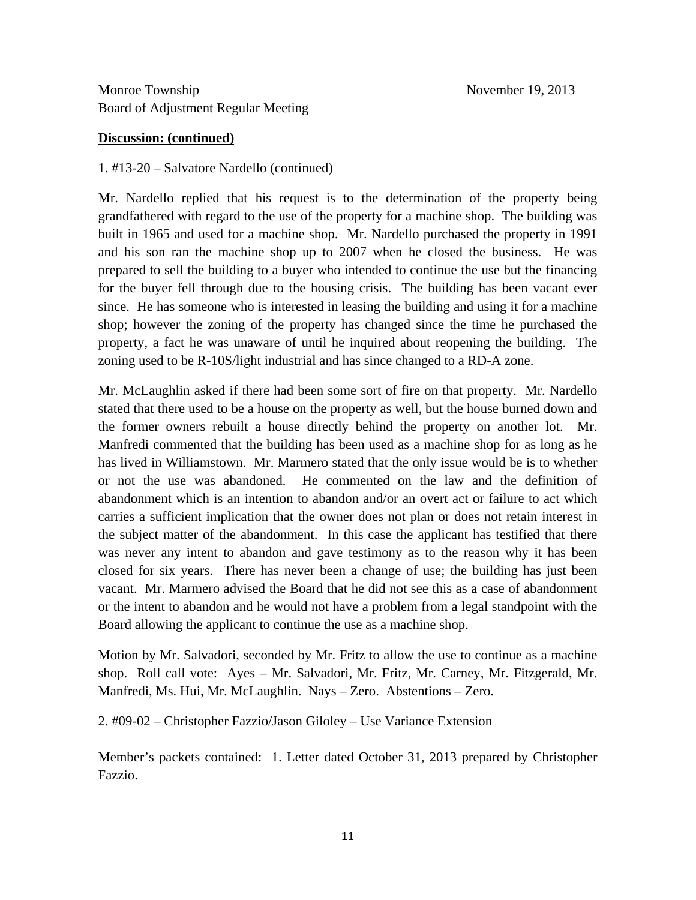**Discussion: (continued)**

1. #13-20 – Salvatore Nardello (continued)

Mr. Nardello replied that his request is to the determination of the property being grandfathered with regard to the use of the property for a machine shop. The building was built in 1965 and used for a machine shop. Mr. Nardello purchased the property in 1991 and his son ran the machine shop up to 2007 when he closed the business. He was prepared to sell the building to a buyer who intended to continue the use but the financing for the buyer fell through due to the housing crisis. The building has been vacant ever since. He has someone who is interested in leasing the building and using it for a machine shop; however the zoning of the property has changed since the time he purchased the property, a fact he was unaware of until he inquired about reopening the building. The zoning used to be R-10S/light industrial and has since changed to a RD-A zone.

Mr. McLaughlin asked if there had been some sort of fire on that property. Mr. Nardello stated that there used to be a house on the property as well, but the house burned down and the former owners rebuilt a house directly behind the property on another lot. Mr. Manfredi commented that the building has been used as a machine shop for as long as he has lived in Williamstown. Mr. Marmero stated that the only issue would be is to whether or not the use was abandoned. He commented on the law and the definition of abandonment which is an intention to abandon and/or an overt act or failure to act which carries a sufficient implication that the owner does not plan or does not retain interest in the subject matter of the abandonment. In this case the applicant has testified that there was never any intent to abandon and gave testimony as to the reason why it has been closed for six years. There has never been a change of use; the building has just been vacant. Mr. Marmero advised the Board that he did not see this as a case of abandonment or the intent to abandon and he would not have a problem from a legal standpoint with the Board allowing the applicant to continue the use as a machine shop.

Motion by Mr. Salvadori, seconded by Mr. Fritz to allow the use to continue as a machine shop. Roll call vote: Ayes – Mr. Salvadori, Mr. Fritz, Mr. Carney, Mr. Fitzgerald, Mr. Manfredi, Ms. Hui, Mr. McLaughlin. Nays – Zero. Abstentions – Zero.

2. #09-02 – Christopher Fazzio/Jason Giloley – Use Variance Extension

Member's packets contained: 1. Letter dated October 31, 2013 prepared by Christopher Fazzio.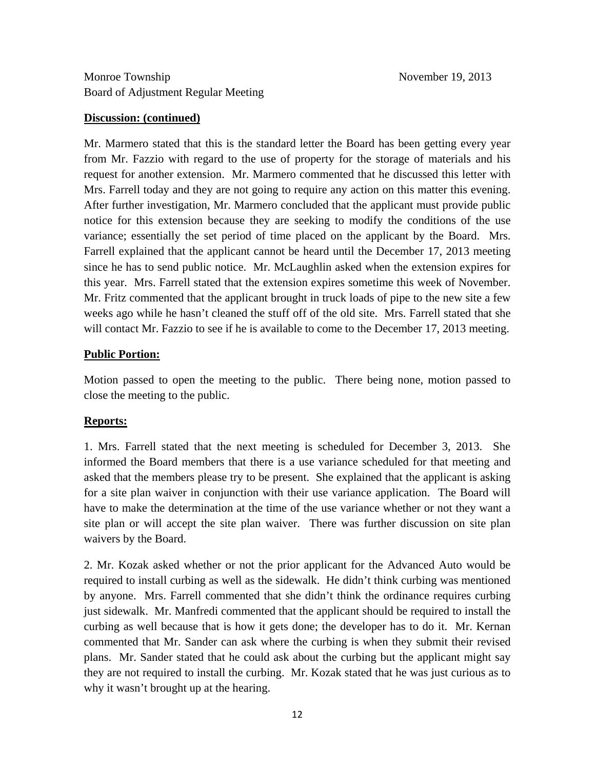**Discussion: (continued)**

Mr. Marmero stated that this is the standard letter the Board has been getting every year from Mr. Fazzio with regard to the use of property for the storage of materials and his request for another extension. Mr. Marmero commented that he discussed this letter with Mrs. Farrell today and they are not going to require any action on this matter this evening. After further investigation, Mr. Marmero concluded that the applicant must provide public notice for this extension because they are seeking to modify the conditions of the use variance; essentially the set period of time placed on the applicant by the Board. Mrs. Farrell explained that the applicant cannot be heard until the December 17, 2013 meeting since he has to send public notice. Mr. McLaughlin asked when the extension expires for this year. Mrs. Farrell stated that the extension expires sometime this week of November. Mr. Fritz commented that the applicant brought in truck loads of pipe to the new site a few weeks ago while he hasn't cleaned the stuff off of the old site. Mrs. Farrell stated that she will contact Mr. Fazzio to see if he is available to come to the December 17, 2013 meeting.

**Public Portion:**

Motion passed to open the meeting to the public. There being none, motion passed to close the meeting to the public.

**Reports:**

1. Mrs. Farrell stated that the next meeting is scheduled for December 3, 2013. She informed the Board members that there is a use variance scheduled for that meeting and asked that the members please try to be present. She explained that the applicant is asking for a site plan waiver in conjunction with their use variance application. The Board will have to make the determination at the time of the use variance whether or not they want a site plan or will accept the site plan waiver. There was further discussion on site plan waivers by the Board.

2. Mr. Kozak asked whether or not the prior applicant for the Advanced Auto would be required to install curbing as well as the sidewalk. He didn't think curbing was mentioned by anyone. Mrs. Farrell commented that she didn't think the ordinance requires curbing just sidewalk. Mr. Manfredi commented that the applicant should be required to install the curbing as well because that is how it gets done; the developer has to do it. Mr. Kernan commented that Mr. Sander can ask where the curbing is when they submit their revised plans. Mr. Sander stated that he could ask about the curbing but the applicant might say they are not required to install the curbing. Mr. Kozak stated that he was just curious as to why it wasn't brought up at the hearing.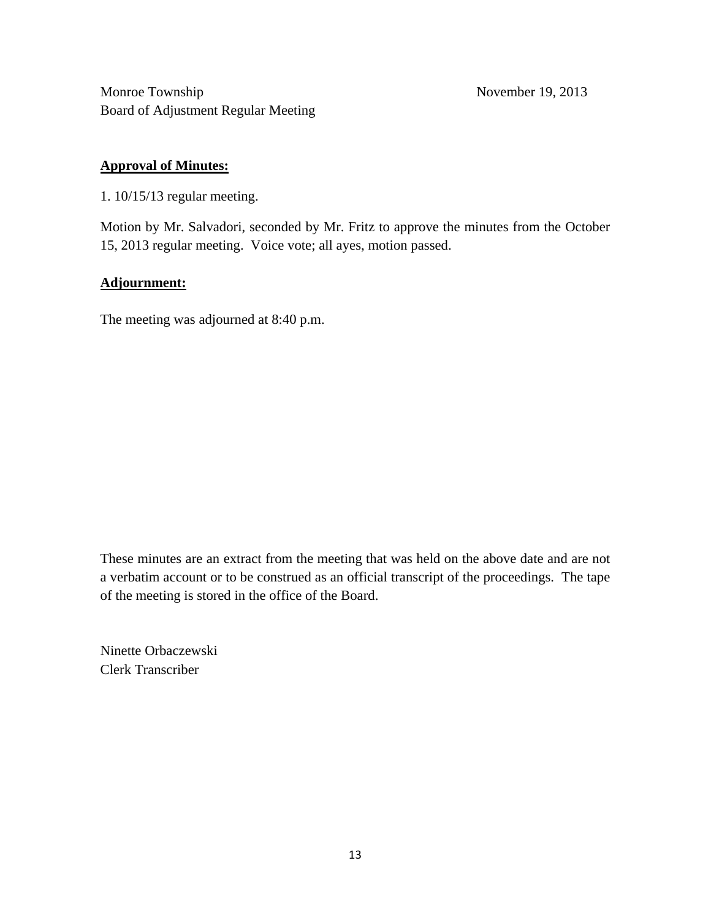Monroe Township                                                                November 19, 2013
Board of Adjustment Regular Meeting

**Approval of Minutes:**

1. 10/15/13 regular meeting.

Motion by Mr. Salvadori, seconded by Mr. Fritz to approve the minutes from the October 15, 2013 regular meeting. Voice vote; all ayes, motion passed.

**Adjournment:**

The meeting was adjourned at 8:40 p.m.

These minutes are an extract from the meeting that was held on the above date and are not a verbatim account or to be construed as an official transcript of the proceedings. The tape of the meeting is stored in the office of the Board.

Ninette Orbaczewski
Clerk Transcriber